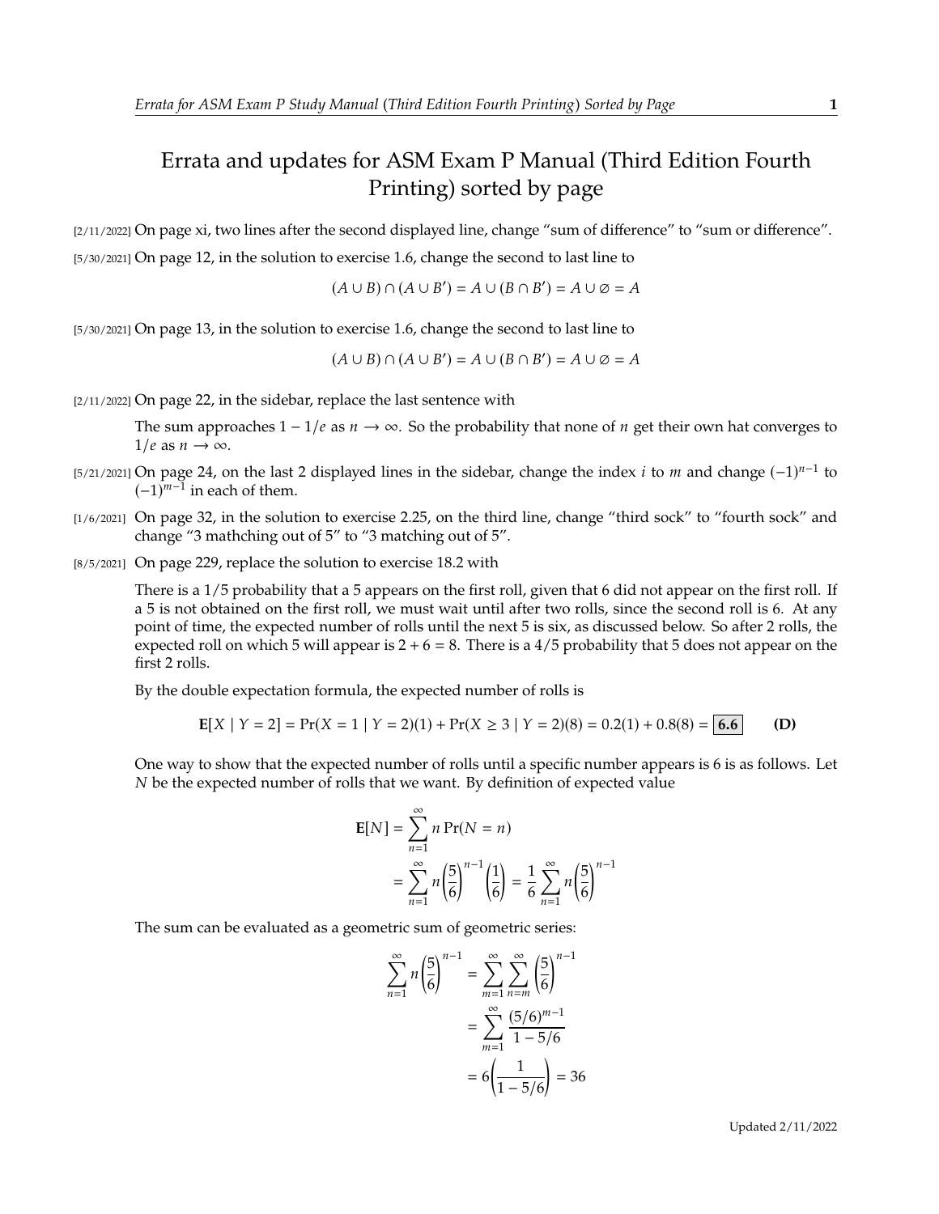# Errata and updates for ASM Exam P Manual (Third Edition Fourth Printing) sorted by page

[2/11/2022] On page xi, two lines after the second displayed line, change "sum of difference" to "sum or difference".

[5/30/2021] On page 12, in the solution to exercise 1.6, change the second to last line to

$$(A \cup B) \cap (A \cup B') = A \cup (B \cap B') = A \cup \varnothing = A$$

[5/30/2021] On page 13, in the solution to exercise 1.6, change the second to last line to

$$(A \cup B) \cap (A \cup B') = A \cup (B \cap B') = A \cup \varnothing = A$$

[2/11/2022] On page 22, in the sidebar, replace the last sentence with

> The sum approaches $1 - 1/e$ as $n \to \infty$. So the probability that none of $n$ get their own hat converges to $1/e$ as $n \to \infty$.

[5/21/2021] On page 24, on the last 2 displayed lines in the sidebar, change the index $i$ to $m$ and change $(-1)^{n-1}$ to $(-1)^{m-1}$ in each of them.

[1/6/2021] On page 32, in the solution to exercise 2.25, on the third line, change "third sock" to "fourth sock" and change "3 mathching out of 5" to "3 matching out of 5".

[8/5/2021] On page 229, replace the solution to exercise 18.2 with

> There is a 1/5 probability that a 5 appears on the first roll, given that 6 did not appear on the first roll. If a 5 is not obtained on the first roll, we must wait until after two rolls, since the second roll is 6. At any point of time, the expected number of rolls until the next 5 is six, as discussed below. So after 2 rolls, the expected roll on which 5 will appear is $2 + 6 = 8$. There is a 4/5 probability that 5 does not appear on the first 2 rolls.
>
> By the double expectation formula, the expected number of rolls is
>
> $$\mathbf{E}[X \mid Y = 2] = \Pr(X = 1 \mid Y = 2)(1) + \Pr(X \geq 3 \mid Y = 2)(8) = 0.2(1) + 0.8(8) = \boxed{\mathbf{6.6}} \qquad \textbf{(D)}$$
>
> One way to show that the expected number of rolls until a specific number appears is 6 is as follows. Let $N$ be the expected number of rolls that we want. By definition of expected value
>
> $$\begin{aligned} \mathbf{E}[N] &= \sum_{n=1}^{\infty} n \Pr(N = n) \\ &= \sum_{n=1}^{\infty} n \left(\frac{5}{6}\right)^{n-1} \left(\frac{1}{6}\right) = \frac{1}{6} \sum_{n=1}^{\infty} n \left(\frac{5}{6}\right)^{n-1} \end{aligned}$$
>
> The sum can be evaluated as a geometric sum of geometric series:
>
> $$\begin{aligned} \sum_{n=1}^{\infty} n \left(\frac{5}{6}\right)^{n-1} &= \sum_{m=1}^{\infty} \sum_{n=m}^{\infty} \left(\frac{5}{6}\right)^{n-1} \\ &= \sum_{m=1}^{\infty} \frac{(5/6)^{m-1}}{1 - 5/6} \\ &= 6\left(\frac{1}{1 - 5/6}\right) = 36 \end{aligned}$$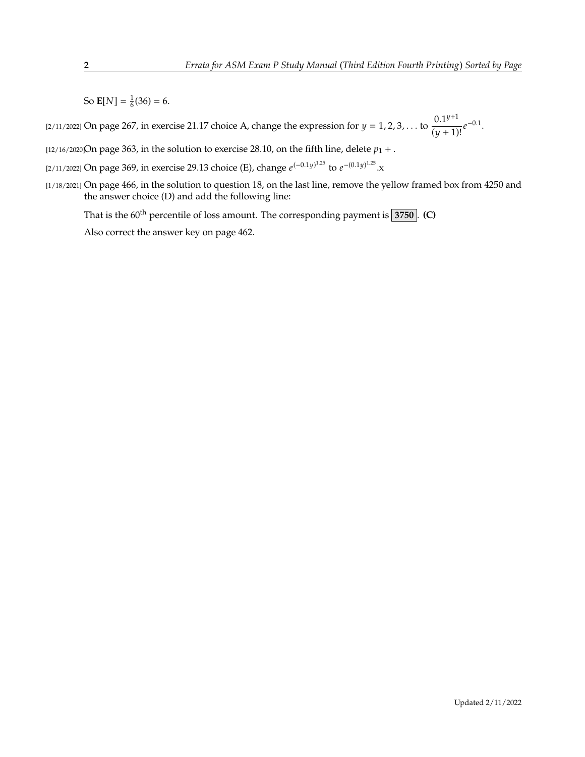So $\mathbf{E}[N] = \frac{1}{6}(36) = 6$.

[2/11/2022] On page 267, in exercise 21.17 choice A, change the expression for $y = 1, 2, 3, \ldots$ to $\dfrac{0.1^{y+1}}{(y+1)!}e^{-0.1}$.

[12/16/2020] On page 363, in the solution to exercise 28.10, on the fifth line, delete $p_1 +$.

[2/11/2022] On page 369, in exercise 29.13 choice (E), change $e^{(-0.1y)^{1.25}}$ to $e^{-(0.1y)^{1.25}}$.x

[1/18/2021] On page 466, in the solution to question 18, on the last line, remove the yellow framed box from 4250 and the answer choice (D) and add the following line:

That is the 60th percentile of loss amount. The corresponding payment is **3750**. **(C)**

Also correct the answer key on page 462.